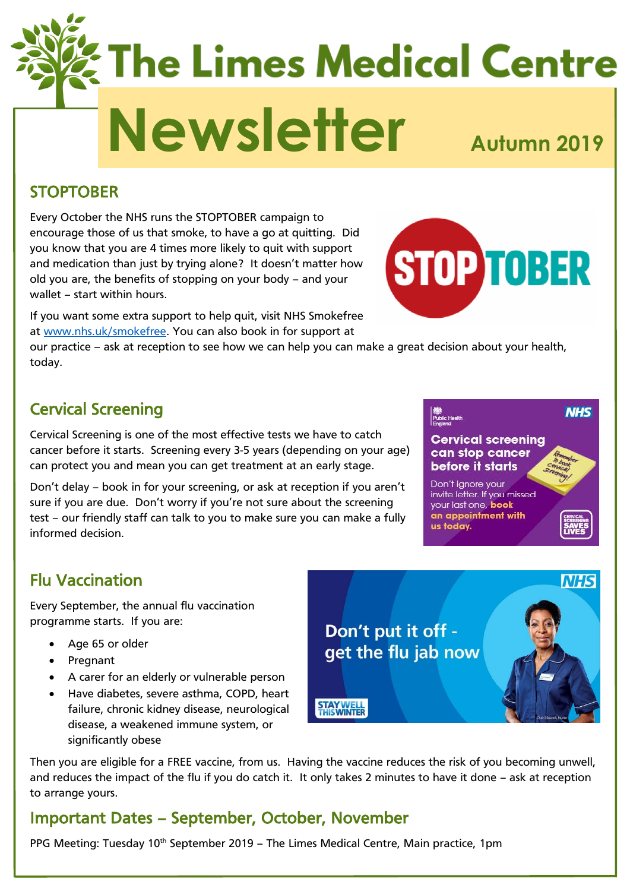# The Limes Medical Centre

# Newsletter

**Autumn 2019**

## STOPTOBER

Every October the NHS runs the STOPTOBER campaign to encourage those of us that smoke, to have a go at quitting. Did you know that you are 4 times more likely to quit with support and medication than just by trying alone? It doesn't matter how old you are, the benefits of stopping on your body – and your wallet – start within hours.

If you want some extra support to help quit, visit NHS Smokefree at www.nhs.uk/smokefree. You can also book in for support at our practice – ask at reception to see how we can help you can make a great decision about your health, today.

## Cervical Screening

Cervical Screening is one of the most effective tests we have to catch cancer before it starts. Screening every 3-5 years (depending on your age) can protect you and mean you can get treatment at an early stage.

Don't delay – book in for your screening, or ask at reception if you aren't sure if you are due. Don't worry if you're not sure about the screening test – our friendly staff can talk to you to make sure you can make a fully informed decision.

## Flu Vaccination

Every September, the annual flu vaccination programme starts. If you are:

- Age 65 or older
- Pregnant
- A carer for an elderly or vulnerable person
- Have diabetes, severe asthma, COPD, heart failure, chronic kidney disease, neurological disease, a weakened immune system, or significantly obese

Then you are eligible for a FREE vaccine, from us. Having the vaccine reduces the risk of you becoming unwell, and reduces the impact of the flu if you do catch it. It only takes 2 minutes to have it done – ask at reception to arrange yours.

## Important Dates – September, October, November

PPG Meeting: Tuesday 10th September 2019 – The Limes Medical Centre, Main practice, 1pm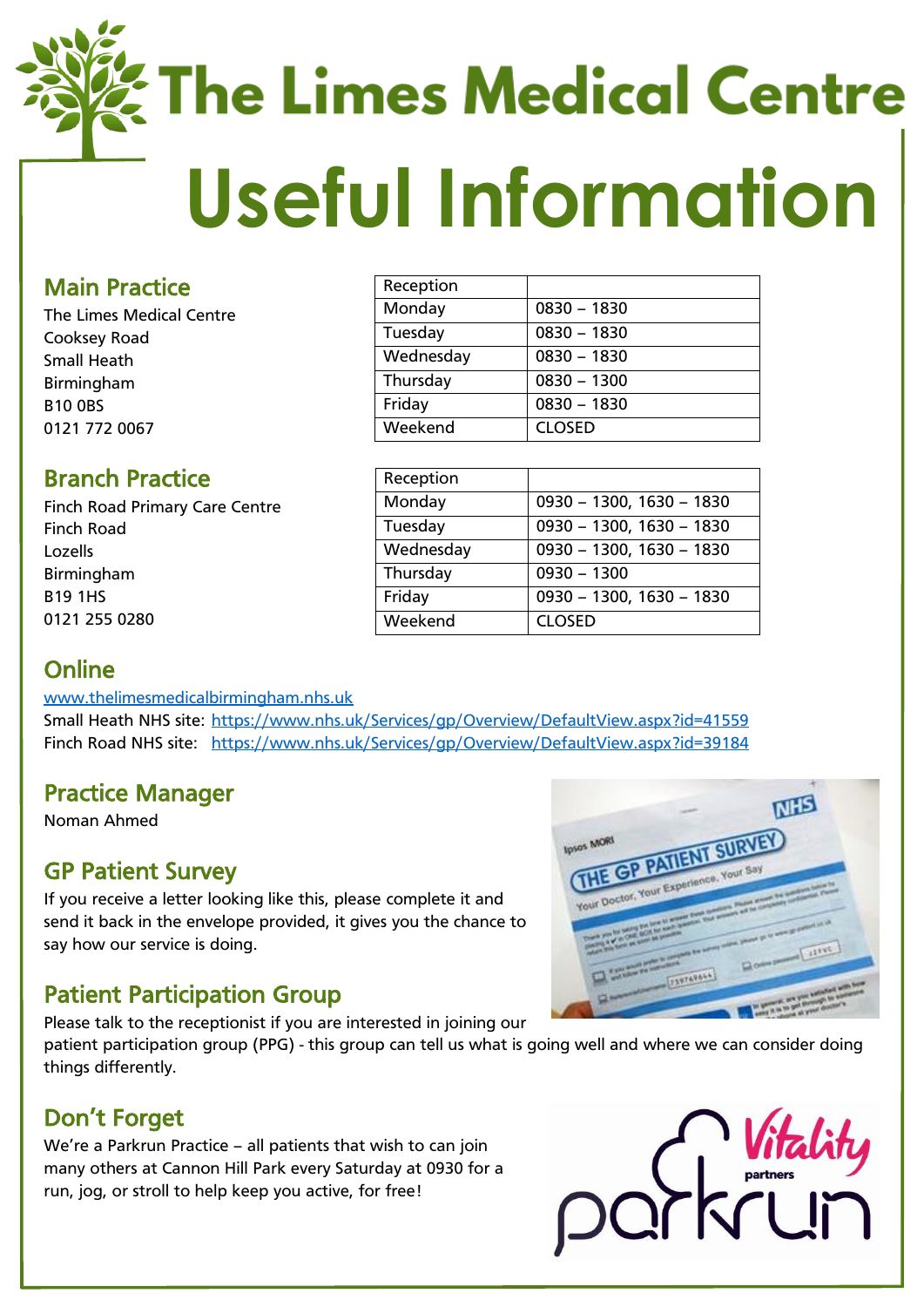# The Limes Medical Centre

# Useful Information

## Main Practice

The Limes Medical Centre
Cooksey Road
Small Heath
Birmingham
B10 0BS
0121 772 0067

| Reception | |
|---|---|
| Monday | 0830 – 1830 |
| Tuesday | 0830 – 1830 |
| Wednesday | 0830 – 1830 |
| Thursday | 0830 – 1300 |
| Friday | 0830 – 1830 |
| Weekend | CLOSED |

## Branch Practice

Finch Road Primary Care Centre
Finch Road
Lozells
Birmingham
B19 1HS
0121 255 0280

| Reception | |
|---|---|
| Monday | 0930 – 1300, 1630 – 1830 |
| Tuesday | 0930 – 1300, 1630 – 1830 |
| Wednesday | 0930 – 1300, 1630 – 1830 |
| Thursday | 0930 – 1300 |
| Friday | 0930 – 1300, 1630 – 1830 |
| Weekend | CLOSED |

## Online

www.thelimesmedicalbirmingham.nhs.uk
Small Heath NHS site: https://www.nhs.uk/Services/gp/Overview/DefaultView.aspx?id=41559
Finch Road NHS site: https://www.nhs.uk/Services/gp/Overview/DefaultView.aspx?id=39184

## Practice Manager

Noman Ahmed

## GP Patient Survey

If you receive a letter looking like this, please complete it and send it back in the envelope provided, it gives you the chance to say how our service is doing.

## Patient Participation Group

Please talk to the receptionist if you are interested in joining our patient participation group (PPG) - this group can tell us what is going well and where we can consider doing things differently.

## Don't Forget

We're a Parkrun Practice – all patients that wish to can join many others at Cannon Hill Park every Saturday at 0930 for a run, jog, or stroll to help keep you active, for free!